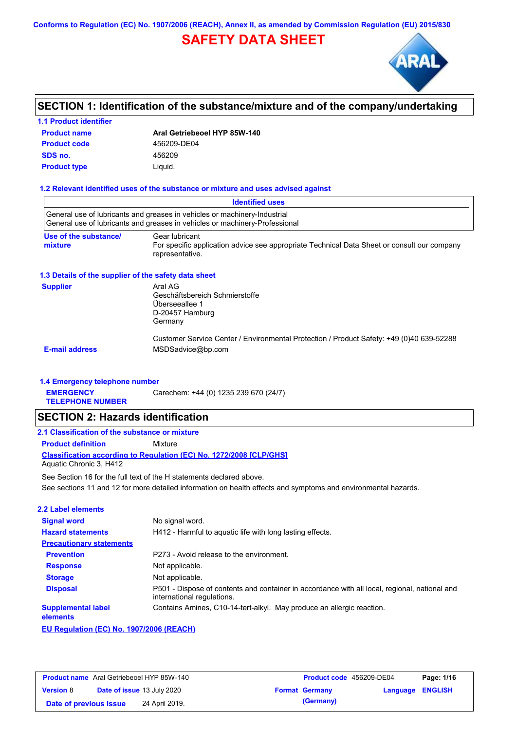Conforms to Regulation (EC) No. 1907/2006 (REACH), Annex II, as amended by Commission Regulation (EU) 2015/830

# SAFETY DATA SHEET

## SECTION 1: Identification of the substance/mixture and of the company/undertaking

### 1.1 Product identifier

| | |
|---|---|
| **Product name** | **Aral Getriebeoel HYP 85W-140** |
| **Product code** | 456209-DE04 |
| **SDS no.** | 456209 |
| **Product type** | Liquid. |

### 1.2 Relevant identified uses of the substance or mixture and uses advised against

| Identified uses |
|---|
| General use of lubricants and greases in vehicles or machinery-Industrial<br>General use of lubricants and greases in vehicles or machinery-Professional |

**Use of the substance/ mixture**: Gear lubricant
For specific application advice see appropriate Technical Data Sheet or consult our company representative.

### 1.3 Details of the supplier of the safety data sheet

**Supplier**
Aral AG
Geschäftsbereich Schmierstoffe
Überseeallee 1
D-20457 Hamburg
Germany

Customer Service Center / Environmental Protection / Product Safety: +49 (0)40 639-52288

**E-mail address**: MSDSadvice@bp.com

### 1.4 Emergency telephone number

**EMERGENCY TELEPHONE NUMBER**: Carechem: +44 (0) 1235 239 670 (24/7)

## SECTION 2: Hazards identification

### 2.1 Classification of the substance or mixture

**Product definition**: Mixture

**Classification according to Regulation (EC) No. 1272/2008 [CLP/GHS]**
Aquatic Chronic 3, H412

See Section 16 for the full text of the H statements declared above.
See sections 11 and 12 for more detailed information on health effects and symptoms and environmental hazards.

### 2.2 Label elements

| | |
|---|---|
| **Signal word** | No signal word. |
| **Hazard statements** | H412 - Harmful to aquatic life with long lasting effects. |
| **Precautionary statements** | |
| **Prevention** | P273 - Avoid release to the environment. |
| **Response** | Not applicable. |
| **Storage** | Not applicable. |
| **Disposal** | P501 - Dispose of contents and container in accordance with all local, regional, national and international regulations. |
| **Supplemental label elements** | Contains Amines, C10-14-tert-alkyl. May produce an allergic reaction. |

**EU Regulation (EC) No. 1907/2006 (REACH)**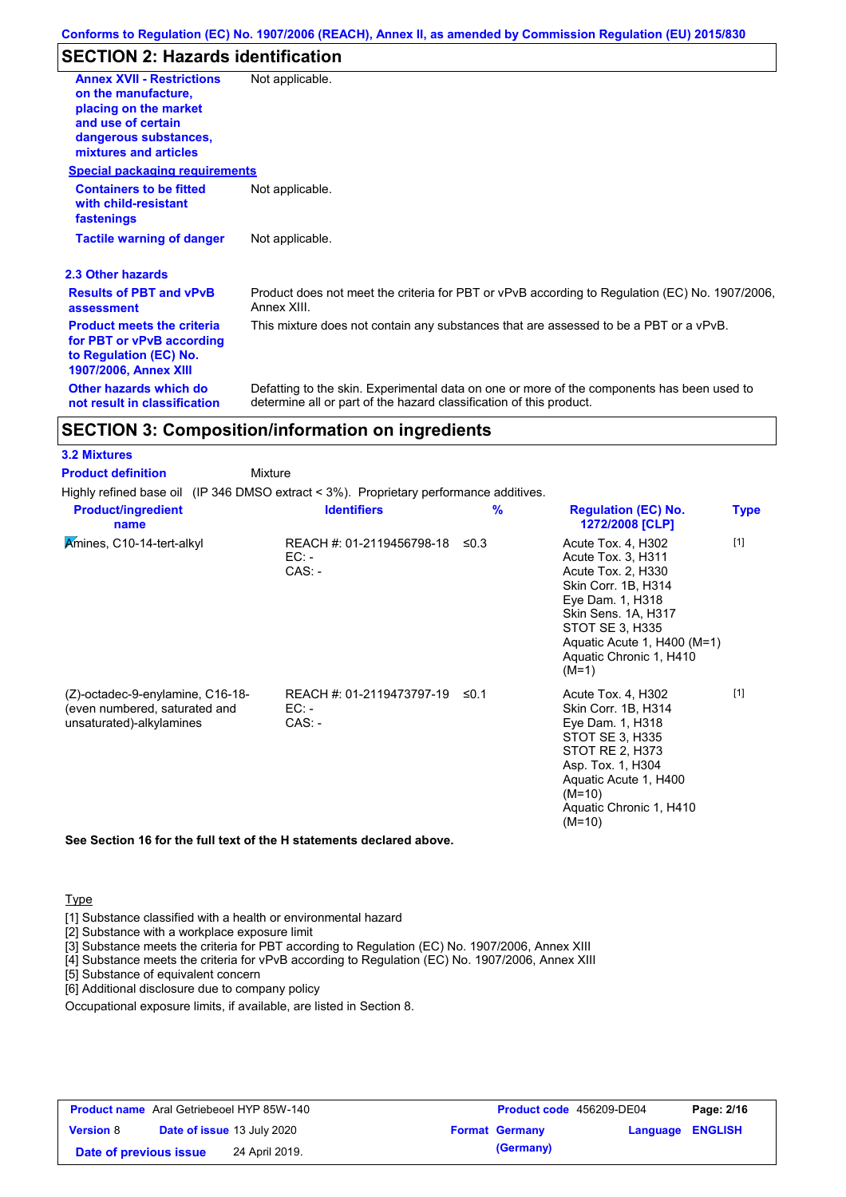## SECTION 2: Hazards identification

| | |
|---|---|
| **Annex XVII - Restrictions on the manufacture, placing on the market and use of certain dangerous substances, mixtures and articles** | Not applicable. |

**Special packaging requirements**

| | |
|---|---|
| **Containers to be fitted with child-resistant fastenings** | Not applicable. |
| **Tactile warning of danger** | Not applicable. |

### 2.3 Other hazards

| | |
|---|---|
| **Results of PBT and vPvB assessment** | Product does not meet the criteria for PBT or vPvB according to Regulation (EC) No. 1907/2006, Annex XIII. |
| **Product meets the criteria for PBT or vPvB according to Regulation (EC) No. 1907/2006, Annex XIII** | This mixture does not contain any substances that are assessed to be a PBT or a vPvB. |
| **Other hazards which do not result in classification** | Defatting to the skin. Experimental data on one or more of the components has been used to determine all or part of the hazard classification of this product. |

## SECTION 3: Composition/information on ingredients

### 3.2 Mixtures

**Product definition** Mixture

Highly refined base oil (IP 346 DMSO extract < 3%). Proprietary performance additives.

| Product/ingredient name | Identifiers | % | Regulation (EC) No. 1272/2008 [CLP] | Type |
|---|---|---|---|---|
| Amines, C10-14-tert-alkyl | REACH #: 01-2119456798-18<br>EC: -<br>CAS: - | ≤0.3 | Acute Tox. 4, H302<br>Acute Tox. 3, H311<br>Acute Tox. 2, H330<br>Skin Corr. 1B, H314<br>Eye Dam. 1, H318<br>Skin Sens. 1A, H317<br>STOT SE 3, H335<br>Aquatic Acute 1, H400 (M=1)<br>Aquatic Chronic 1, H410 (M=1) | [1] |
| (Z)-octadec-9-enylamine, C16-18-(even numbered, saturated and unsaturated)-alkylamines | REACH #: 01-2119473797-19<br>EC: -<br>CAS: - | ≤0.1 | Acute Tox. 4, H302<br>Skin Corr. 1B, H314<br>Eye Dam. 1, H318<br>STOT SE 3, H335<br>STOT RE 2, H373<br>Asp. Tox. 1, H304<br>Aquatic Acute 1, H400 (M=10)<br>Aquatic Chronic 1, H410 (M=10) | [1] |

**See Section 16 for the full text of the H statements declared above.**

Type

[1] Substance classified with a health or environmental hazard
[2] Substance with a workplace exposure limit
[3] Substance meets the criteria for PBT according to Regulation (EC) No. 1907/2006, Annex XIII
[4] Substance meets the criteria for vPvB according to Regulation (EC) No. 1907/2006, Annex XIII
[5] Substance of equivalent concern
[6] Additional disclosure due to company policy

Occupational exposure limits, if available, are listed in Section 8.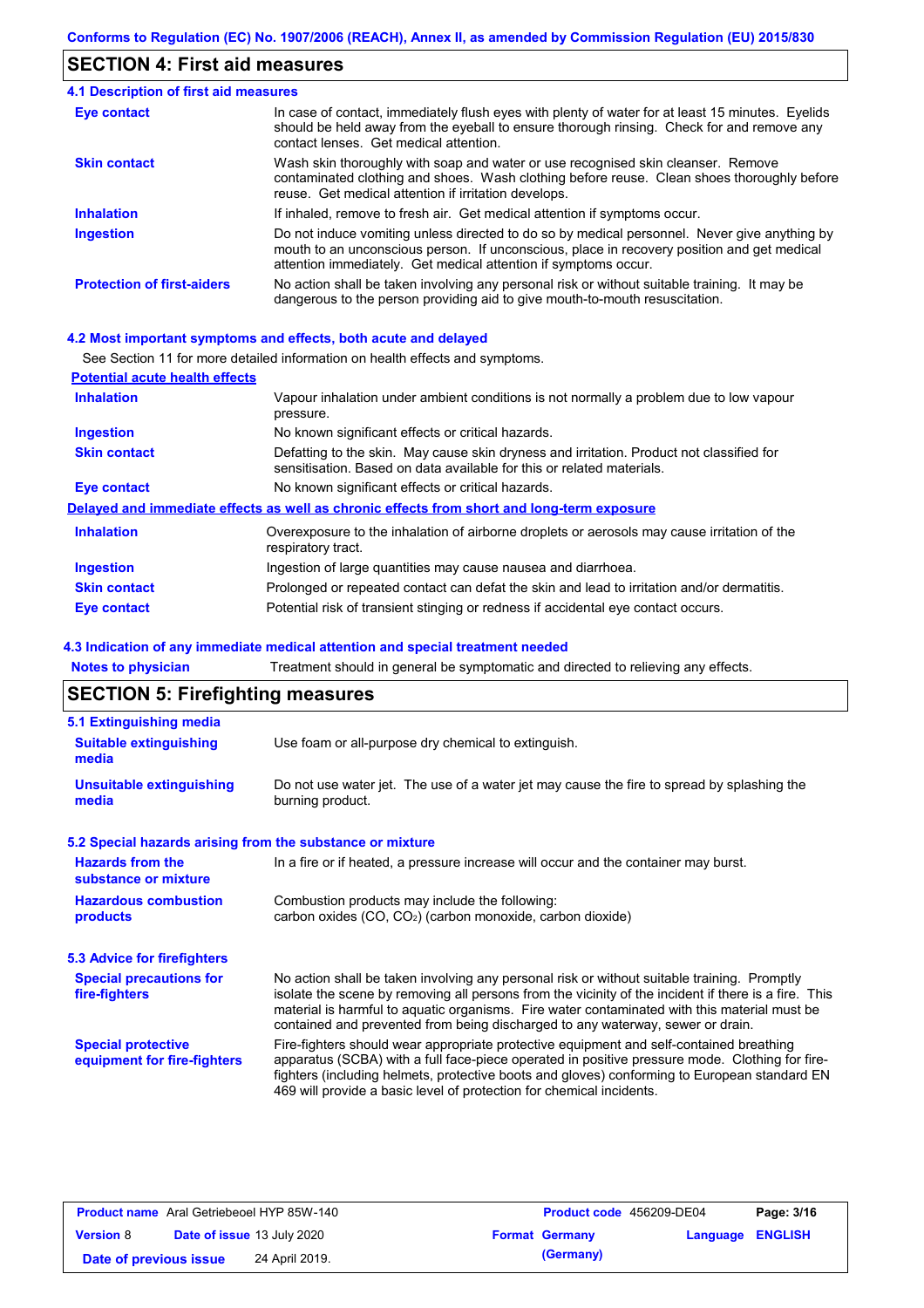## SECTION 4: First aid measures

### 4.1 Description of first aid measures

| | |
|---|---|
| **Eye contact** | In case of contact, immediately flush eyes with plenty of water for at least 15 minutes. Eyelids should be held away from the eyeball to ensure thorough rinsing. Check for and remove any contact lenses. Get medical attention. |
| **Skin contact** | Wash skin thoroughly with soap and water or use recognised skin cleanser. Remove contaminated clothing and shoes. Wash clothing before reuse. Clean shoes thoroughly before reuse. Get medical attention if irritation develops. |
| **Inhalation** | If inhaled, remove to fresh air. Get medical attention if symptoms occur. |
| **Ingestion** | Do not induce vomiting unless directed to do so by medical personnel. Never give anything by mouth to an unconscious person. If unconscious, place in recovery position and get medical attention immediately. Get medical attention if symptoms occur. |
| **Protection of first-aiders** | No action shall be taken involving any personal risk or without suitable training. It may be dangerous to the person providing aid to give mouth-to-mouth resuscitation. |

### 4.2 Most important symptoms and effects, both acute and delayed

See Section 11 for more detailed information on health effects and symptoms.

**Potential acute health effects**

| | |
|---|---|
| **Inhalation** | Vapour inhalation under ambient conditions is not normally a problem due to low vapour pressure. |
| **Ingestion** | No known significant effects or critical hazards. |
| **Skin contact** | Defatting to the skin. May cause skin dryness and irritation. Product not classified for sensitisation. Based on data available for this or related materials. |
| **Eye contact** | No known significant effects or critical hazards. |

**Delayed and immediate effects as well as chronic effects from short and long-term exposure**

| | |
|---|---|
| **Inhalation** | Overexposure to the inhalation of airborne droplets or aerosols may cause irritation of the respiratory tract. |
| **Ingestion** | Ingestion of large quantities may cause nausea and diarrhoea. |
| **Skin contact** | Prolonged or repeated contact can defat the skin and lead to irritation and/or dermatitis. |
| **Eye contact** | Potential risk of transient stinging or redness if accidental eye contact occurs. |

### 4.3 Indication of any immediate medical attention and special treatment needed

| | |
|---|---|
| **Notes to physician** | Treatment should in general be symptomatic and directed to relieving any effects. |

## SECTION 5: Firefighting measures

### 5.1 Extinguishing media

| | |
|---|---|
| **Suitable extinguishing media** | Use foam or all-purpose dry chemical to extinguish. |
| **Unsuitable extinguishing media** | Do not use water jet. The use of a water jet may cause the fire to spread by splashing the burning product. |

### 5.2 Special hazards arising from the substance or mixture

| | |
|---|---|
| **Hazards from the substance or mixture** | In a fire or if heated, a pressure increase will occur and the container may burst. |
| **Hazardous combustion products** | Combustion products may include the following: carbon oxides (CO, $CO_2$) (carbon monoxide, carbon dioxide) |

### 5.3 Advice for firefighters

| | |
|---|---|
| **Special precautions for fire-fighters** | No action shall be taken involving any personal risk or without suitable training. Promptly isolate the scene by removing all persons from the vicinity of the incident if there is a fire. This material is harmful to aquatic organisms. Fire water contaminated with this material must be contained and prevented from being discharged to any waterway, sewer or drain. |
| **Special protective equipment for fire-fighters** | Fire-fighters should wear appropriate protective equipment and self-contained breathing apparatus (SCBA) with a full face-piece operated in positive pressure mode. Clothing for fire-fighters (including helmets, protective boots and gloves) conforming to European standard EN 469 will provide a basic level of protection for chemical incidents. |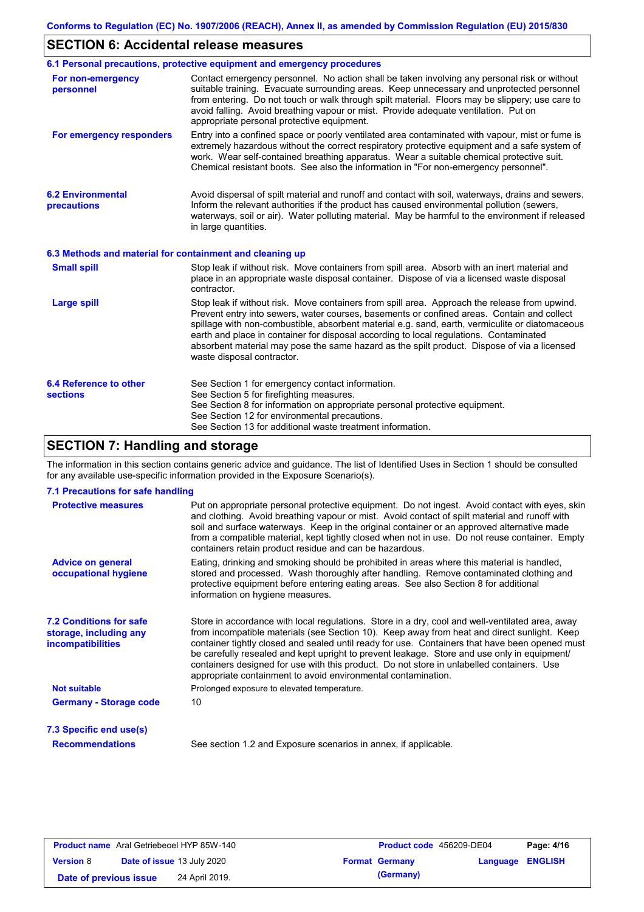## SECTION 6: Accidental release measures

### 6.1 Personal precautions, protective equipment and emergency procedures

**For non-emergency personnel**

Contact emergency personnel. No action shall be taken involving any personal risk or without suitable training. Evacuate surrounding areas. Keep unnecessary and unprotected personnel from entering. Do not touch or walk through spilt material. Floors may be slippery; use care to avoid falling. Avoid breathing vapour or mist. Provide adequate ventilation. Put on appropriate personal protective equipment.

**For emergency responders**

Entry into a confined space or poorly ventilated area contaminated with vapour, mist or fume is extremely hazardous without the correct respiratory protective equipment and a safe system of work. Wear self-contained breathing apparatus. Wear a suitable chemical protective suit. Chemical resistant boots. See also the information in "For non-emergency personnel".

### 6.2 Environmental precautions

Avoid dispersal of spilt material and runoff and contact with soil, waterways, drains and sewers. Inform the relevant authorities if the product has caused environmental pollution (sewers, waterways, soil or air). Water polluting material. May be harmful to the environment if released in large quantities.

### 6.3 Methods and material for containment and cleaning up

**Small spill**

Stop leak if without risk. Move containers from spill area. Absorb with an inert material and place in an appropriate waste disposal container. Dispose of via a licensed waste disposal contractor.

**Large spill**

Stop leak if without risk. Move containers from spill area. Approach the release from upwind. Prevent entry into sewers, water courses, basements or confined areas. Contain and collect spillage with non-combustible, absorbent material e.g. sand, earth, vermiculite or diatomaceous earth and place in container for disposal according to local regulations. Contaminated absorbent material may pose the same hazard as the spilt product. Dispose of via a licensed waste disposal contractor.

### 6.4 Reference to other sections

See Section 1 for emergency contact information.
See Section 5 for firefighting measures.
See Section 8 for information on appropriate personal protective equipment.
See Section 12 for environmental precautions.
See Section 13 for additional waste treatment information.

## SECTION 7: Handling and storage

The information in this section contains generic advice and guidance. The list of Identified Uses in Section 1 should be consulted for any available use-specific information provided in the Exposure Scenario(s).

### 7.1 Precautions for safe handling

**Protective measures**

Put on appropriate personal protective equipment. Do not ingest. Avoid contact with eyes, skin and clothing. Avoid breathing vapour or mist. Avoid contact of spilt material and runoff with soil and surface waterways. Keep in the original container or an approved alternative made from a compatible material, kept tightly closed when not in use. Do not reuse container. Empty containers retain product residue and can be hazardous.

**Advice on general occupational hygiene**

Eating, drinking and smoking should be prohibited in areas where this material is handled, stored and processed. Wash thoroughly after handling. Remove contaminated clothing and protective equipment before entering eating areas. See also Section 8 for additional information on hygiene measures.

### 7.2 Conditions for safe storage, including any incompatibilities

Store in accordance with local regulations. Store in a dry, cool and well-ventilated area, away from incompatible materials (see Section 10). Keep away from heat and direct sunlight. Keep container tightly closed and sealed until ready for use. Containers that have been opened must be carefully resealed and kept upright to prevent leakage. Store and use only in equipment/ containers designed for use with this product. Do not store in unlabelled containers. Use appropriate containment to avoid environmental contamination.

**Not suitable**

Prolonged exposure to elevated temperature.

**Germany - Storage code**

10

### 7.3 Specific end use(s)

**Recommendations**

See section 1.2 and Exposure scenarios in annex, if applicable.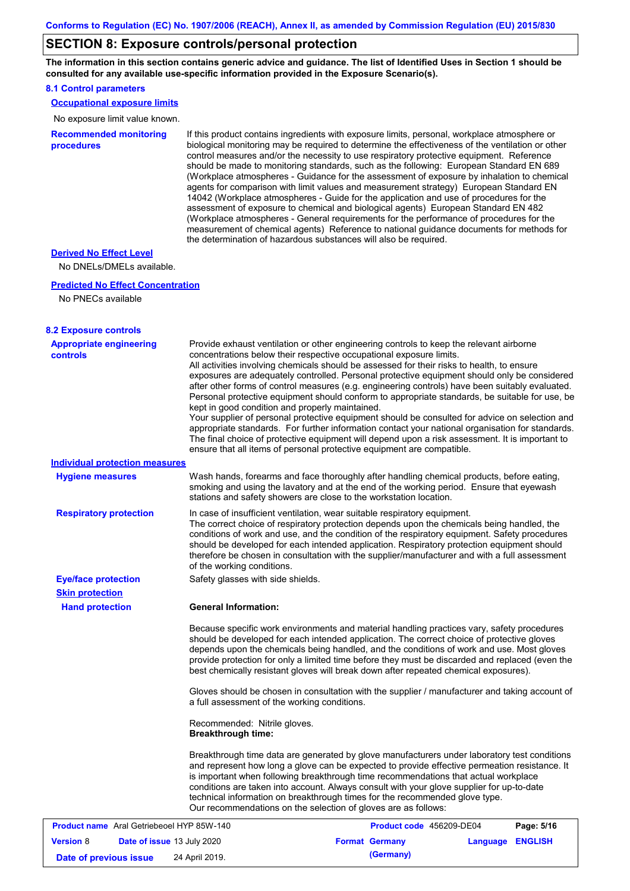## SECTION 8: Exposure controls/personal protection

**The information in this section contains generic advice and guidance. The list of Identified Uses in Section 1 should be consulted for any available use-specific information provided in the Exposure Scenario(s).**

### 8.1 Control parameters

**Occupational exposure limits**

No exposure limit value known.

**Recommended monitoring procedures**

If this product contains ingredients with exposure limits, personal, workplace atmosphere or biological monitoring may be required to determine the effectiveness of the ventilation or other control measures and/or the necessity to use respiratory protective equipment. Reference should be made to monitoring standards, such as the following: European Standard EN 689 (Workplace atmospheres - Guidance for the assessment of exposure by inhalation to chemical agents for comparison with limit values and measurement strategy) European Standard EN 14042 (Workplace atmospheres - Guide for the application and use of procedures for the assessment of exposure to chemical and biological agents) European Standard EN 482 (Workplace atmospheres - General requirements for the performance of procedures for the measurement of chemical agents) Reference to national guidance documents for methods for the determination of hazardous substances will also be required.

**Derived No Effect Level**

No DNELs/DMELs available.

**Predicted No Effect Concentration**

No PNECs available

### 8.2 Exposure controls

**Appropriate engineering controls**

Provide exhaust ventilation or other engineering controls to keep the relevant airborne concentrations below their respective occupational exposure limits.
All activities involving chemicals should be assessed for their risks to health, to ensure exposures are adequately controlled. Personal protective equipment should only be considered after other forms of control measures (e.g. engineering controls) have been suitably evaluated. Personal protective equipment should conform to appropriate standards, be suitable for use, be kept in good condition and properly maintained.
Your supplier of personal protective equipment should be consulted for advice on selection and appropriate standards. For further information contact your national organisation for standards. The final choice of protective equipment will depend upon a risk assessment. It is important to ensure that all items of personal protective equipment are compatible.

**Individual protection measures**

**Hygiene measures**

Wash hands, forearms and face thoroughly after handling chemical products, before eating, smoking and using the lavatory and at the end of the working period. Ensure that eyewash stations and safety showers are close to the workstation location.

**Respiratory protection**

In case of insufficient ventilation, wear suitable respiratory equipment.
The correct choice of respiratory protection depends upon the chemicals being handled, the conditions of work and use, and the condition of the respiratory equipment. Safety procedures should be developed for each intended application. Respiratory protection equipment should therefore be chosen in consultation with the supplier/manufacturer and with a full assessment of the working conditions.

**Eye/face protection**

Safety glasses with side shields.

**Skin protection**

**Hand protection**

**General Information:**

Because specific work environments and material handling practices vary, safety procedures should be developed for each intended application. The correct choice of protective gloves depends upon the chemicals being handled, and the conditions of work and use. Most gloves provide protection for only a limited time before they must be discarded and replaced (even the best chemically resistant gloves will break down after repeated chemical exposures).

Gloves should be chosen in consultation with the supplier / manufacturer and taking account of a full assessment of the working conditions.

Recommended: Nitrile gloves.
**Breakthrough time:**

Breakthrough time data are generated by glove manufacturers under laboratory test conditions and represent how long a glove can be expected to provide effective permeation resistance. It is important when following breakthrough time recommendations that actual workplace conditions are taken into account. Always consult with your glove supplier for up-to-date technical information on breakthrough times for the recommended glove type.
Our recommendations on the selection of gloves are as follows: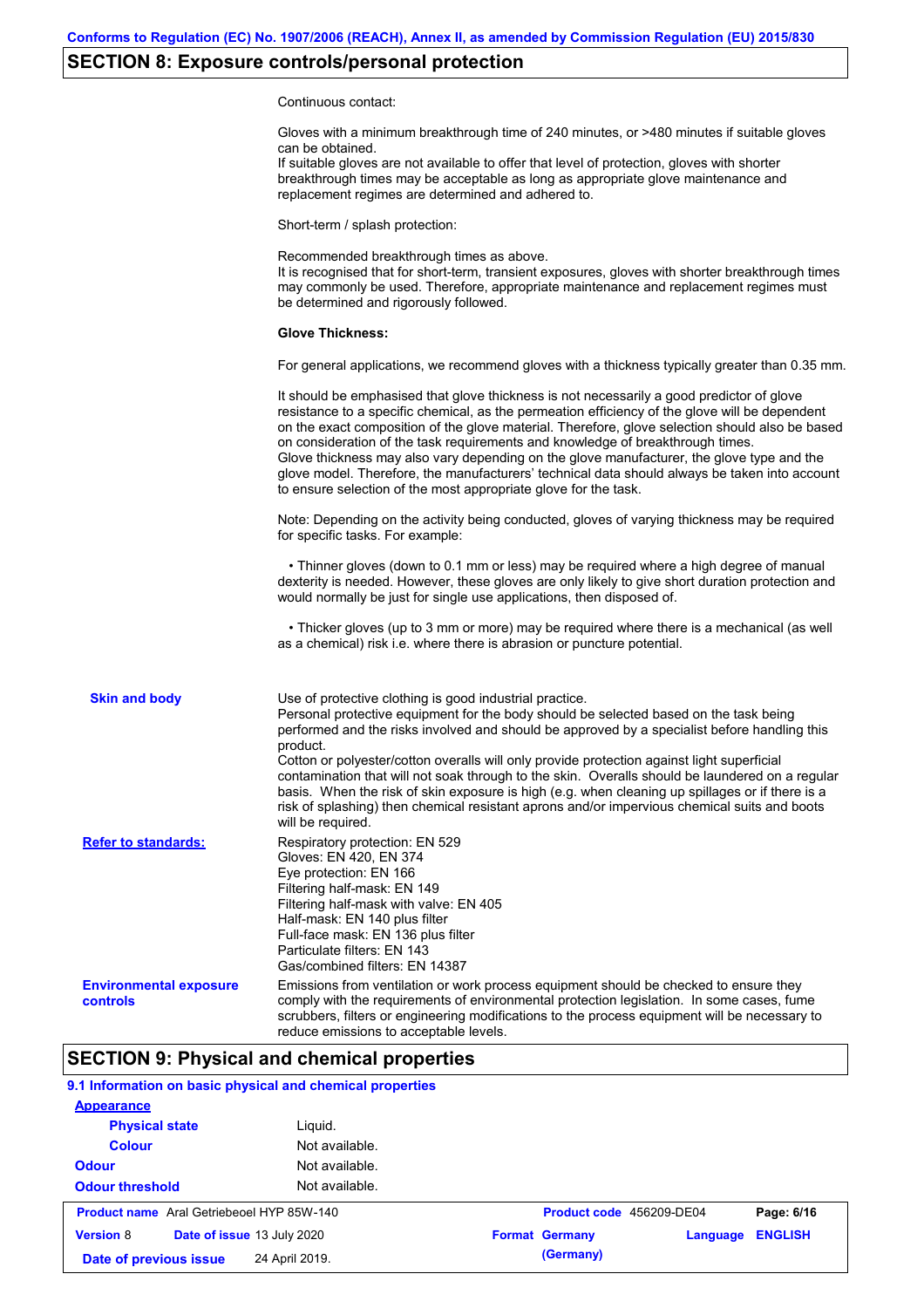## SECTION 8: Exposure controls/personal protection

Continuous contact:

Gloves with a minimum breakthrough time of 240 minutes, or >480 minutes if suitable gloves can be obtained.
If suitable gloves are not available to offer that level of protection, gloves with shorter breakthrough times may be acceptable as long as appropriate glove maintenance and replacement regimes are determined and adhered to.

Short-term / splash protection:

Recommended breakthrough times as above.
It is recognised that for short-term, transient exposures, gloves with shorter breakthrough times may commonly be used. Therefore, appropriate maintenance and replacement regimes must be determined and rigorously followed.

**Glove Thickness:**

For general applications, we recommend gloves with a thickness typically greater than 0.35 mm.

It should be emphasised that glove thickness is not necessarily a good predictor of glove resistance to a specific chemical, as the permeation efficiency of the glove will be dependent on the exact composition of the glove material. Therefore, glove selection should also be based on consideration of the task requirements and knowledge of breakthrough times.
Glove thickness may also vary depending on the glove manufacturer, the glove type and the glove model. Therefore, the manufacturers' technical data should always be taken into account to ensure selection of the most appropriate glove for the task.

Note: Depending on the activity being conducted, gloves of varying thickness may be required for specific tasks. For example:

- Thinner gloves (down to 0.1 mm or less) may be required where a high degree of manual dexterity is needed. However, these gloves are only likely to give short duration protection and would normally be just for single use applications, then disposed of.

- Thicker gloves (up to 3 mm or more) may be required where there is a mechanical (as well as a chemical) risk i.e. where there is abrasion or puncture potential.

**Skin and body**

Use of protective clothing is good industrial practice.
Personal protective equipment for the body should be selected based on the task being performed and the risks involved and should be approved by a specialist before handling this product.
Cotton or polyester/cotton overalls will only provide protection against light superficial contamination that will not soak through to the skin. Overalls should be laundered on a regular basis. When the risk of skin exposure is high (e.g. when cleaning up spillages or if there is a risk of splashing) then chemical resistant aprons and/or impervious chemical suits and boots will be required.

**Refer to standards:**

Respiratory protection: EN 529
Gloves: EN 420, EN 374
Eye protection: EN 166
Filtering half-mask: EN 149
Filtering half-mask with valve: EN 405
Half-mask: EN 140 plus filter
Full-face mask: EN 136 plus filter
Particulate filters: EN 143
Gas/combined filters: EN 14387

**Environmental exposure controls**

Emissions from ventilation or work process equipment should be checked to ensure they comply with the requirements of environmental protection legislation. In some cases, fume scrubbers, filters or engineering modifications to the process equipment will be necessary to reduce emissions to acceptable levels.

## SECTION 9: Physical and chemical properties

### 9.1 Information on basic physical and chemical properties

**Appearance**

| | |
|---|---|
| **Physical state** | Liquid. |
| **Colour** | Not available. |
| **Odour** | Not available. |
| **Odour threshold** | Not available. |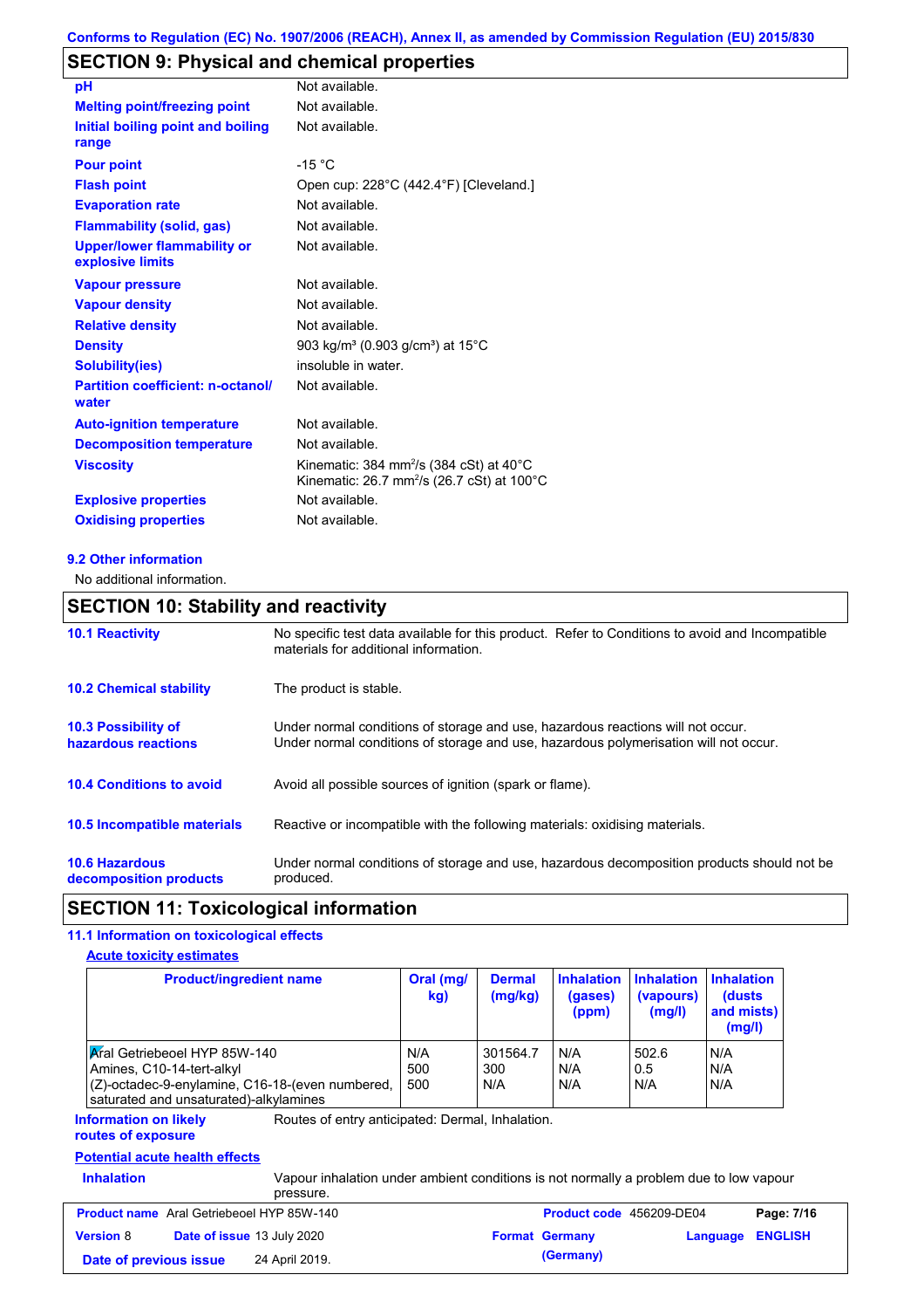Conforms to Regulation (EC) No. 1907/2006 (REACH), Annex II, as amended by Commission Regulation (EU) 2015/830

## SECTION 9: Physical and chemical properties

| | |
|---|---|
| **pH** | Not available. |
| **Melting point/freezing point** | Not available. |
| **Initial boiling point and boiling range** | Not available. |
| **Pour point** | -15 °C |
| **Flash point** | Open cup: 228°C (442.4°F) [Cleveland.] |
| **Evaporation rate** | Not available. |
| **Flammability (solid, gas)** | Not available. |
| **Upper/lower flammability or explosive limits** | Not available. |
| **Vapour pressure** | Not available. |
| **Vapour density** | Not available. |
| **Relative density** | Not available. |
| **Density** | 903 kg/m³ (0.903 g/cm³) at 15°C |
| **Solubility(ies)** | insoluble in water. |
| **Partition coefficient: n-octanol/ water** | Not available. |
| **Auto-ignition temperature** | Not available. |
| **Decomposition temperature** | Not available. |
| **Viscosity** | Kinematic: 384 $mm^2/s$ (384 cSt) at 40°C<br>Kinematic: 26.7 $mm^2/s$ (26.7 cSt) at 100°C |
| **Explosive properties** | Not available. |
| **Oxidising properties** | Not available. |

**9.2 Other information**

No additional information.

## SECTION 10: Stability and reactivity

| | |
|---|---|
| **10.1 Reactivity** | No specific test data available for this product. Refer to Conditions to avoid and Incompatible materials for additional information. |
| **10.2 Chemical stability** | The product is stable. |
| **10.3 Possibility of hazardous reactions** | Under normal conditions of storage and use, hazardous reactions will not occur.<br>Under normal conditions of storage and use, hazardous polymerisation will not occur. |
| **10.4 Conditions to avoid** | Avoid all possible sources of ignition (spark or flame). |
| **10.5 Incompatible materials** | Reactive or incompatible with the following materials: oxidising materials. |
| **10.6 Hazardous decomposition products** | Under normal conditions of storage and use, hazardous decomposition products should not be produced. |

## SECTION 11: Toxicological information

**11.1 Information on toxicological effects**

**Acute toxicity estimates**

| Product/ingredient name | Oral (mg/kg) | Dermal (mg/kg) | Inhalation (gases) (ppm) | Inhalation (vapours) (mg/l) | Inhalation (dusts and mists) (mg/l) |
|---|---|---|---|---|---|
| Aral Getriebeoel HYP 85W-140 | N/A | 301564.7 | N/A | 502.6 | N/A |
| Amines, C10-14-tert-alkyl | 500 | 300 | N/A | 0.5 | N/A |
| (Z)-octadec-9-enylamine, C16-18-(even numbered, saturated and unsaturated)-alkylamines | 500 | N/A | N/A | N/A | N/A |

| | |
|---|---|
| **Information on likely routes of exposure** | Routes of entry anticipated: Dermal, Inhalation. |

**Potential acute health effects**

| | |
|---|---|
| **Inhalation** | Vapour inhalation under ambient conditions is not normally a problem due to low vapour pressure. |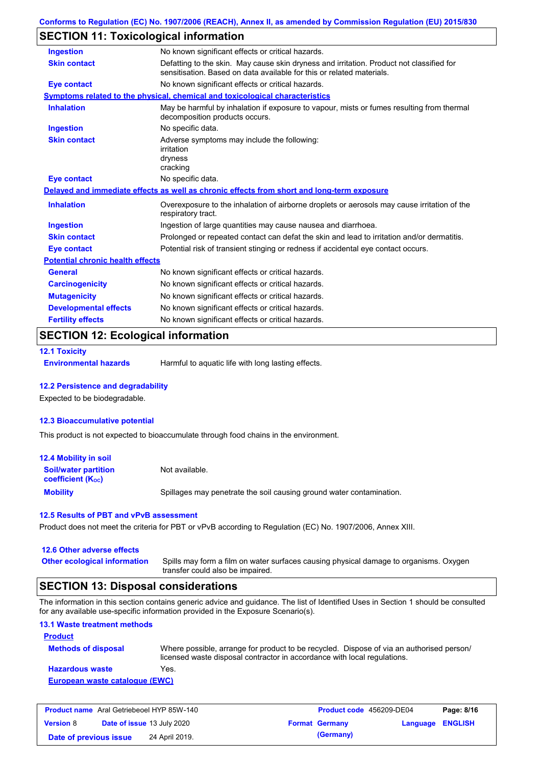Conforms to Regulation (EC) No. 1907/2006 (REACH), Annex II, as amended by Commission Regulation (EU) 2015/830

## SECTION 11: Toxicological information

| | |
|---|---|
| **Ingestion** | No known significant effects or critical hazards. |
| **Skin contact** | Defatting to the skin. May cause skin dryness and irritation. Product not classified for sensitisation. Based on data available for this or related materials. |
| **Eye contact** | No known significant effects or critical hazards. |

**Symptoms related to the physical, chemical and toxicological characteristics**

| | |
|---|---|
| **Inhalation** | May be harmful by inhalation if exposure to vapour, mists or fumes resulting from thermal decomposition products occurs. |
| **Ingestion** | No specific data. |
| **Skin contact** | Adverse symptoms may include the following:<br>irritation<br>dryness<br>cracking |
| **Eye contact** | No specific data. |

**Delayed and immediate effects as well as chronic effects from short and long-term exposure**

| | |
|---|---|
| **Inhalation** | Overexposure to the inhalation of airborne droplets or aerosols may cause irritation of the respiratory tract. |
| **Ingestion** | Ingestion of large quantities may cause nausea and diarrhoea. |
| **Skin contact** | Prolonged or repeated contact can defat the skin and lead to irritation and/or dermatitis. |
| **Eye contact** | Potential risk of transient stinging or redness if accidental eye contact occurs. |

**Potential chronic health effects**

| | |
|---|---|
| **General** | No known significant effects or critical hazards. |
| **Carcinogenicity** | No known significant effects or critical hazards. |
| **Mutagenicity** | No known significant effects or critical hazards. |
| **Developmental effects** | No known significant effects or critical hazards. |
| **Fertility effects** | No known significant effects or critical hazards. |

## SECTION 12: Ecological information

### 12.1 Toxicity

| | |
|---|---|
| **Environmental hazards** | Harmful to aquatic life with long lasting effects. |

### 12.2 Persistence and degradability

Expected to be biodegradable.

### 12.3 Bioaccumulative potential

This product is not expected to bioaccumulate through food chains in the environment.

### 12.4 Mobility in soil

| | |
|---|---|
| **Soil/water partition coefficient ($K_{OC}$)** | Not available. |
| **Mobility** | Spillages may penetrate the soil causing ground water contamination. |

### 12.5 Results of PBT and vPvB assessment

Product does not meet the criteria for PBT or vPvB according to Regulation (EC) No. 1907/2006, Annex XIII.

### 12.6 Other adverse effects

| | |
|---|---|
| **Other ecological information** | Spills may form a film on water surfaces causing physical damage to organisms. Oxygen transfer could also be impaired. |

## SECTION 13: Disposal considerations

The information in this section contains generic advice and guidance. The list of Identified Uses in Section 1 should be consulted for any available use-specific information provided in the Exposure Scenario(s).

### 13.1 Waste treatment methods

**Product**

| | |
|---|---|
| **Methods of disposal** | Where possible, arrange for product to be recycled. Dispose of via an authorised person/ licensed waste disposal contractor in accordance with local regulations. |
| **Hazardous waste** | Yes. |

**European waste catalogue (EWC)**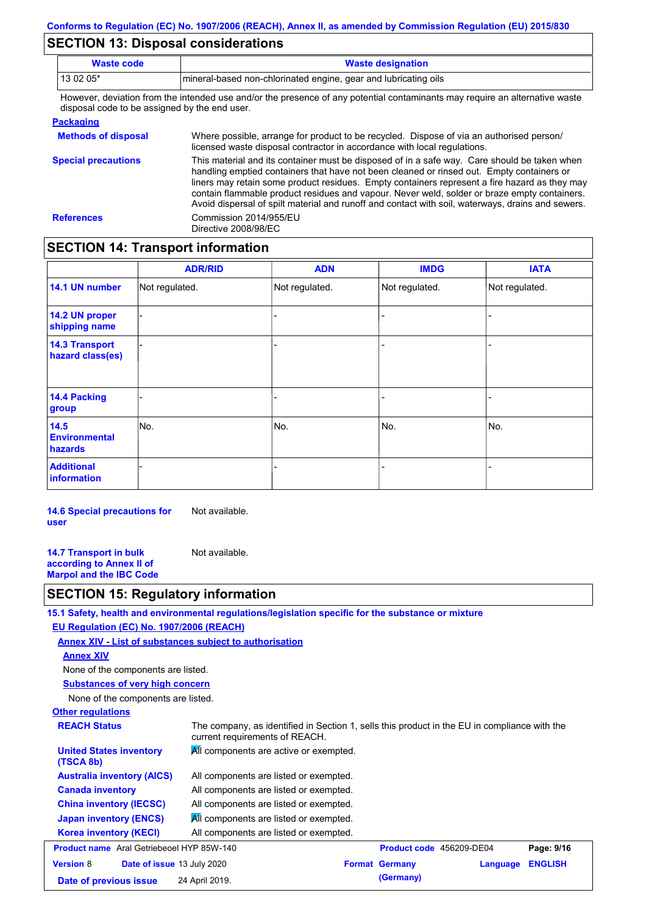## SECTION 13: Disposal considerations

| Waste code | Waste designation |
|---|---|
| 13 02 05* | mineral-based non-chlorinated engine, gear and lubricating oils |

However, deviation from the intended use and/or the presence of any potential contaminants may require an alternative waste disposal code to be assigned by the end user.

**Packaging**

**Methods of disposal** Where possible, arrange for product to be recycled. Dispose of via an authorised person/ licensed waste disposal contractor in accordance with local regulations.

**Special precautions** This material and its container must be disposed of in a safe way. Care should be taken when handling emptied containers that have not been cleaned or rinsed out. Empty containers or liners may retain some product residues. Empty containers represent a fire hazard as they may contain flammable product residues and vapour. Never weld, solder or braze empty containers. Avoid dispersal of spilt material and runoff and contact with soil, waterways, drains and sewers.

**References** Commission 2014/955/EU
Directive 2008/98/EC

## SECTION 14: Transport information

| | ADR/RID | ADN | IMDG | IATA |
|---|---|---|---|---|
| 14.1 UN number | Not regulated. | Not regulated. | Not regulated. | Not regulated. |
| 14.2 UN proper shipping name | - | - | - | - |
| 14.3 Transport hazard class(es) | - | - | - | - |
| 14.4 Packing group | - | - | - | - |
| 14.5 Environmental hazards | No. | No. | No. | No. |
| Additional information | - | - | - | - |

**14.6 Special precautions for user** Not available.

**14.7 Transport in bulk according to Annex II of Marpol and the IBC Code** Not available.

## SECTION 15: Regulatory information

**15.1 Safety, health and environmental regulations/legislation specific for the substance or mixture**

**EU Regulation (EC) No. 1907/2006 (REACH)**

**Annex XIV - List of substances subject to authorisation**

**Annex XIV**

None of the components are listed.

**Substances of very high concern**

None of the components are listed.

**Other regulations**

**REACH Status** The company, as identified in Section 1, sells this product in the EU in compliance with the current requirements of REACH.

**United States inventory (TSCA 8b)** All components are active or exempted.

**Australia inventory (AICS)** All components are listed or exempted.

**Canada inventory** All components are listed or exempted.

**China inventory (IECSC)** All components are listed or exempted.

**Japan inventory (ENCS)** All components are listed or exempted.

**Korea inventory (KECI)** All components are listed or exempted.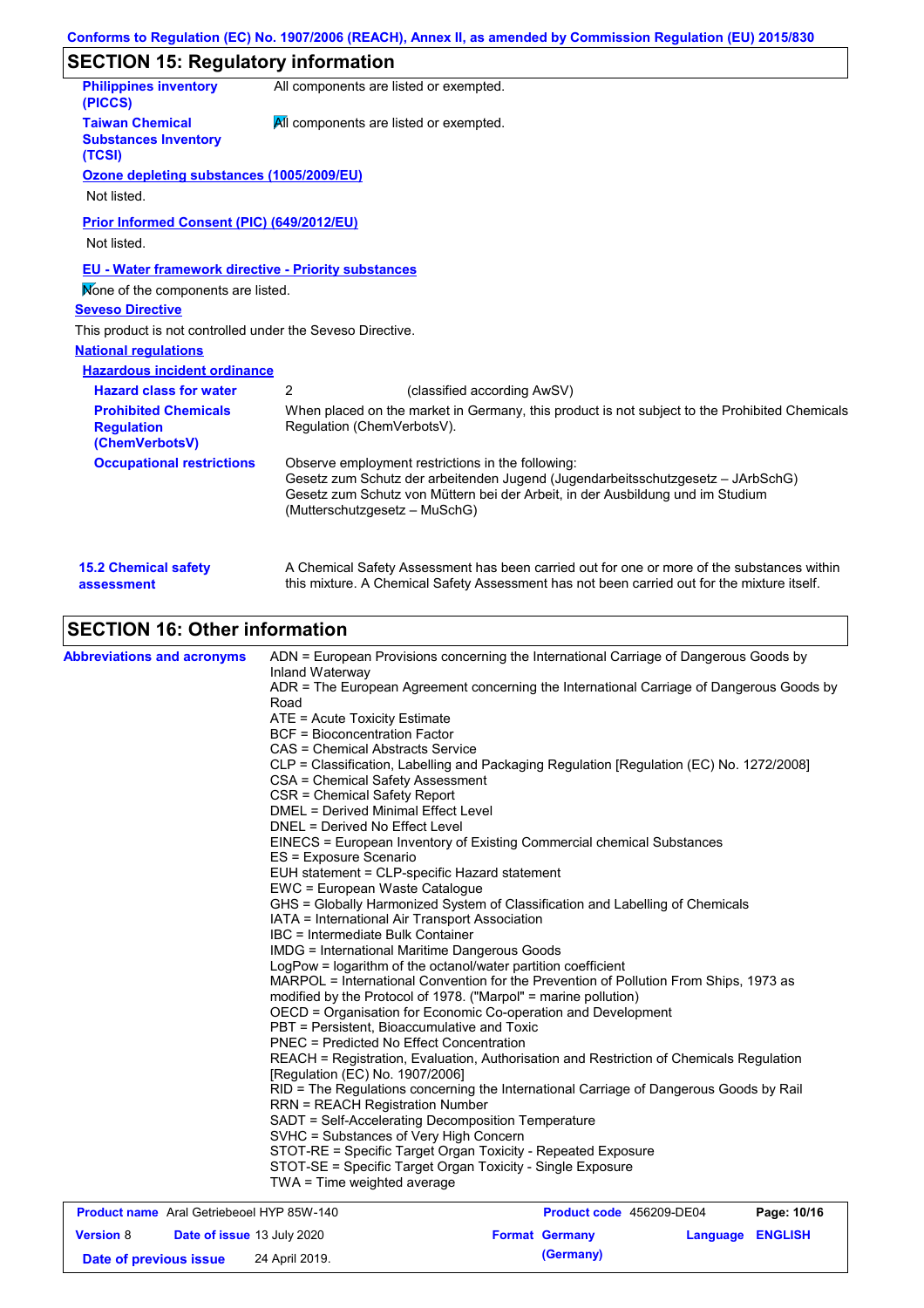## SECTION 15: Regulatory information

| | |
|---|---|
| **Philippines inventory (PICCS)** | All components are listed or exempted. |
| **Taiwan Chemical Substances Inventory (TCSI)** | All components are listed or exempted. |

**Ozone depleting substances (1005/2009/EU)**

Not listed.

**Prior Informed Consent (PIC) (649/2012/EU)**

Not listed.

**EU - Water framework directive - Priority substances**

None of the components are listed.

**Seveso Directive**

This product is not controlled under the Seveso Directive.

**National regulations**

**Hazardous incident ordinance**

| | |
|---|---|
| **Hazard class for water** | 2 (classified according AwSV) |
| **Prohibited Chemicals Regulation (ChemVerbotsV)** | When placed on the market in Germany, this product is not subject to the Prohibited Chemicals Regulation (ChemVerbotsV). |
| **Occupational restrictions** | Observe employment restrictions in the following: Gesetz zum Schutz der arbeitenden Jugend (Jugendarbeitsschutzgesetz – JArbSchG) Gesetz zum Schutz von Müttern bei der Arbeit, in der Ausbildung und im Studium (Mutterschutzgesetz – MuSchG) |

**15.2 Chemical safety assessment**

A Chemical Safety Assessment has been carried out for one or more of the substances within this mixture. A Chemical Safety Assessment has not been carried out for the mixture itself.

## SECTION 16: Other information

**Abbreviations and acronyms**

ADN = European Provisions concerning the International Carriage of Dangerous Goods by Inland Waterway
ADR = The European Agreement concerning the International Carriage of Dangerous Goods by Road
ATE = Acute Toxicity Estimate
BCF = Bioconcentration Factor
CAS = Chemical Abstracts Service
CLP = Classification, Labelling and Packaging Regulation [Regulation (EC) No. 1272/2008]
CSA = Chemical Safety Assessment
CSR = Chemical Safety Report
DMEL = Derived Minimal Effect Level
DNEL = Derived No Effect Level
EINECS = European Inventory of Existing Commercial chemical Substances
ES = Exposure Scenario
EUH statement = CLP-specific Hazard statement
EWC = European Waste Catalogue
GHS = Globally Harmonized System of Classification and Labelling of Chemicals
IATA = International Air Transport Association
IBC = Intermediate Bulk Container
IMDG = International Maritime Dangerous Goods
LogPow = logarithm of the octanol/water partition coefficient
MARPOL = International Convention for the Prevention of Pollution From Ships, 1973 as modified by the Protocol of 1978. ("Marpol" = marine pollution)
OECD = Organisation for Economic Co-operation and Development
PBT = Persistent, Bioaccumulative and Toxic
PNEC = Predicted No Effect Concentration
REACH = Registration, Evaluation, Authorisation and Restriction of Chemicals Regulation [Regulation (EC) No. 1907/2006]
RID = The Regulations concerning the International Carriage of Dangerous Goods by Rail
RRN = REACH Registration Number
SADT = Self-Accelerating Decomposition Temperature
SVHC = Substances of Very High Concern
STOT-RE = Specific Target Organ Toxicity - Repeated Exposure
STOT-SE = Specific Target Organ Toxicity - Single Exposure
TWA = Time weighted average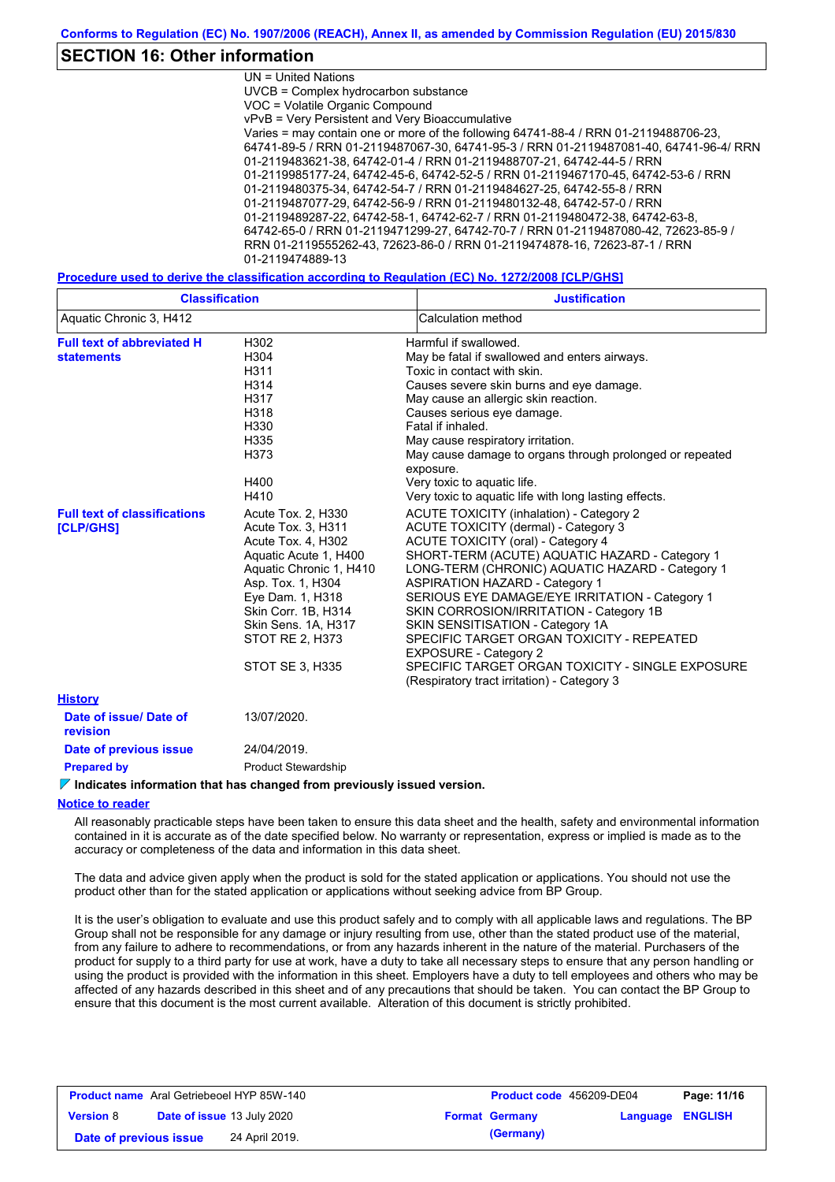## SECTION 16: Other information

UN = United Nations
UVCB = Complex hydrocarbon substance
VOC = Volatile Organic Compound
vPvB = Very Persistent and Very Bioaccumulative
Varies = may contain one or more of the following 64741-88-4 / RRN 01-2119488706-23, 64741-89-5 / RRN 01-2119487067-30, 64741-95-3 / RRN 01-2119487081-40, 64741-96-4/ RRN 01-2119483621-38, 64742-01-4 / RRN 01-2119488707-21, 64742-44-5 / RRN 01-2119985177-24, 64742-45-6, 64742-52-5 / RRN 01-2119467170-45, 64742-53-6 / RRN 01-2119480375-34, 64742-54-7 / RRN 01-2119484627-25, 64742-55-8 / RRN 01-2119487077-29, 64742-56-9 / RRN 01-2119480132-48, 64742-57-0 / RRN 01-2119489287-22, 64742-58-1, 64742-62-7 / RRN 01-2119480472-38, 64742-63-8, 64742-65-0 / RRN 01-2119471299-27, 64742-70-7 / RRN 01-2119487080-42, 72623-85-9 / RRN 01-2119555262-43, 72623-86-0 / RRN 01-2119474878-16, 72623-87-1 / RRN 01-2119474889-13

**Procedure used to derive the classification according to Regulation (EC) No. 1272/2008 [CLP/GHS]**

| Classification | Justification |
|---|---|
| Aquatic Chronic 3, H412 | Calculation method |

**Full text of abbreviated H statements**

| | |
|---|---|
| H302 | Harmful if swallowed. |
| H304 | May be fatal if swallowed and enters airways. |
| H311 | Toxic in contact with skin. |
| H314 | Causes severe skin burns and eye damage. |
| H317 | May cause an allergic skin reaction. |
| H318 | Causes serious eye damage. |
| H330 | Fatal if inhaled. |
| H335 | May cause respiratory irritation. |
| H373 | May cause damage to organs through prolonged or repeated exposure. |
| H400 | Very toxic to aquatic life. |
| H410 | Very toxic to aquatic life with long lasting effects. |

**Full text of classifications [CLP/GHS]**

| | |
|---|---|
| Acute Tox. 2, H330 | ACUTE TOXICITY (inhalation) - Category 2 |
| Acute Tox. 3, H311 | ACUTE TOXICITY (dermal) - Category 3 |
| Acute Tox. 4, H302 | ACUTE TOXICITY (oral) - Category 4 |
| Aquatic Acute 1, H400 | SHORT-TERM (ACUTE) AQUATIC HAZARD - Category 1 |
| Aquatic Chronic 1, H410 | LONG-TERM (CHRONIC) AQUATIC HAZARD - Category 1 |
| Asp. Tox. 1, H304 | ASPIRATION HAZARD - Category 1 |
| Eye Dam. 1, H318 | SERIOUS EYE DAMAGE/EYE IRRITATION - Category 1 |
| Skin Corr. 1B, H314 | SKIN CORROSION/IRRITATION - Category 1B |
| Skin Sens. 1A, H317 | SKIN SENSITISATION - Category 1A |
| STOT RE 2, H373 | SPECIFIC TARGET ORGAN TOXICITY - REPEATED EXPOSURE - Category 2 |
| STOT SE 3, H335 | SPECIFIC TARGET ORGAN TOXICITY - SINGLE EXPOSURE (Respiratory tract irritation) - Category 3 |

**History**

**Date of issue/ Date of revision**: 13/07/2020.

**Date of previous issue**: 24/04/2019.

**Prepared by**: Product Stewardship

**Indicates information that has changed from previously issued version.**

**Notice to reader**

All reasonably practicable steps have been taken to ensure this data sheet and the health, safety and environmental information contained in it is accurate as of the date specified below. No warranty or representation, express or implied is made as to the accuracy or completeness of the data and information in this data sheet.

The data and advice given apply when the product is sold for the stated application or applications. You should not use the product other than for the stated application or applications without seeking advice from BP Group.

It is the user's obligation to evaluate and use this product safely and to comply with all applicable laws and regulations. The BP Group shall not be responsible for any damage or injury resulting from use, other than the stated product use of the material, from any failure to adhere to recommendations, or from any hazards inherent in the nature of the material. Purchasers of the product for supply to a third party for use at work, have a duty to take all necessary steps to ensure that any person handling or using the product is provided with the information in this sheet. Employers have a duty to tell employees and others who may be affected of any hazards described in this sheet and of any precautions that should be taken. You can contact the BP Group to ensure that this document is the most current available. Alteration of this document is strictly prohibited.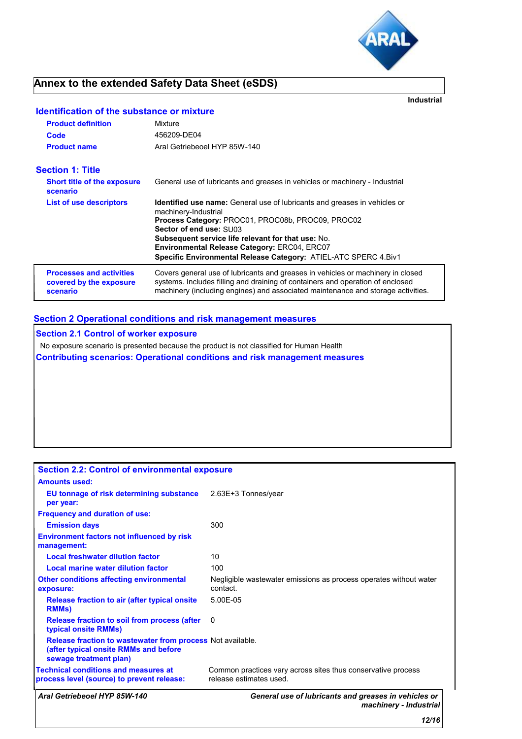# Annex to the extended Safety Data Sheet (eSDS)

**Industrial**

## Identification of the substance or mixture

| | |
|---|---|
| **Product definition** | Mixture |
| **Code** | 456209-DE04 |
| **Product name** | Aral Getriebeoel HYP 85W-140 |

## Section 1: Title

| | |
|---|---|
| **Short title of the exposure scenario** | General use of lubricants and greases in vehicles or machinery - Industrial |
| **List of use descriptors** | **Identified use name:** General use of lubricants and greases in vehicles or machinery-Industrial<br>**Process Category:** PROC01, PROC08b, PROC09, PROC02<br>**Sector of end use:** SU03<br>**Subsequent service life relevant for that use:** No.<br>**Environmental Release Category:** ERC04, ERC07<br>**Specific Environmental Release Category:** ATIEL-ATC SPERC 4.Biv1 |
| **Processes and activities covered by the exposure scenario** | Covers general use of lubricants and greases in vehicles or machinery in closed systems. Includes filling and draining of containers and operation of enclosed machinery (including engines) and associated maintenance and storage activities. |

## Section 2 Operational conditions and risk management measures

### Section 2.1 Control of worker exposure

No exposure scenario is presented because the product is not classified for Human Health

### Contributing scenarios: Operational conditions and risk management measures

### Section 2.2: Control of environmental exposure

**Amounts used:**

| | |
|---|---|
| **EU tonnage of risk determining substance per year:** | 2.63E+3 Tonnes/year |

**Frequency and duration of use:**

| | |
|---|---|
| **Emission days** | 300 |

**Environment factors not influenced by risk management:**

| | |
|---|---|
| **Local freshwater dilution factor** | 10 |
| **Local marine water dilution factor** | 100 |

| | |
|---|---|
| **Other conditions affecting environmental exposure:** | Negligible wastewater emissions as process operates without water contact. |
| **Release fraction to air (after typical onsite RMMs)** | 5.00E-05 |
| **Release fraction to soil from process (after typical onsite RMMs)** | 0 |
| **Release fraction to wastewater from process (after typical onsite RMMs and before sewage treatment plan)** | Not available. |
| **Technical conditions and measures at process level (source) to prevent release:** | Common practices vary across sites thus conservative process release estimates used. |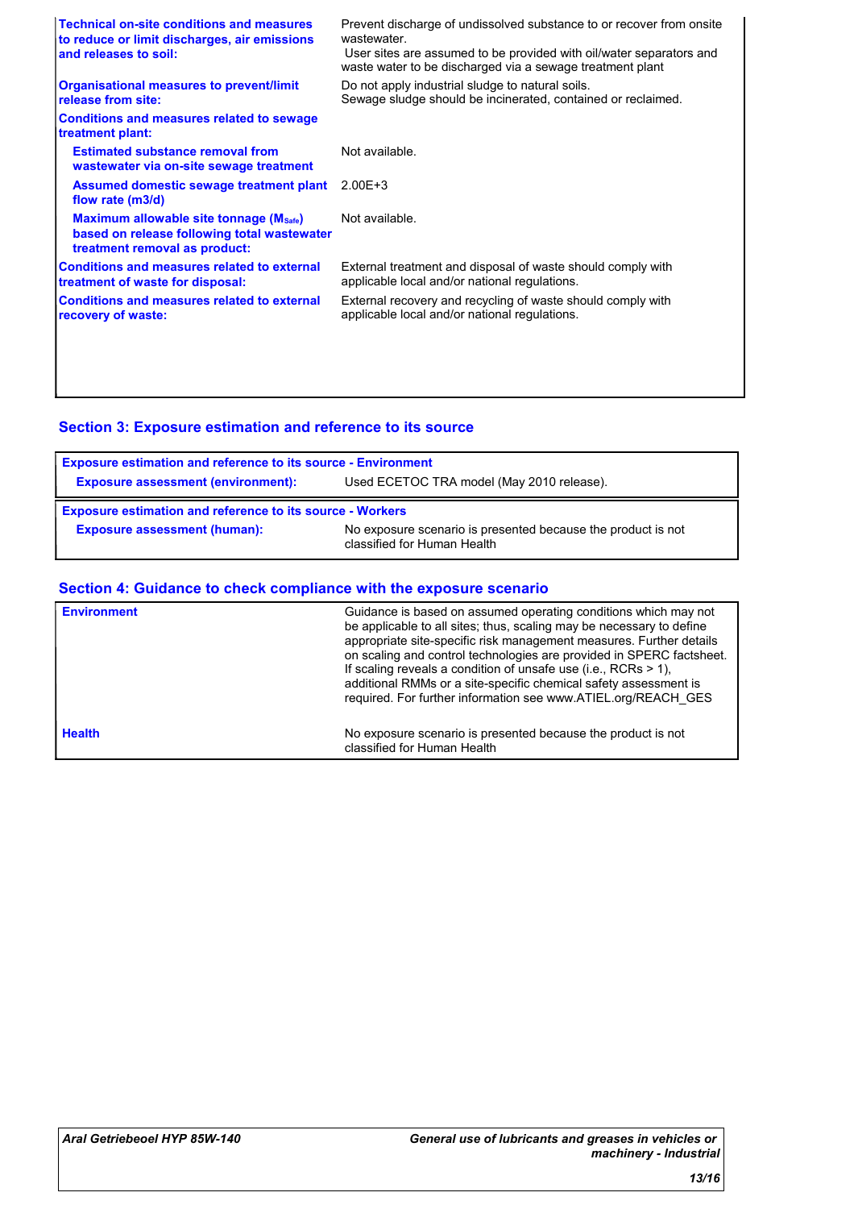| | |
|---|---|
| **Technical on-site conditions and measures to reduce or limit discharges, air emissions and releases to soil:** | Prevent discharge of undissolved substance to or recover from onsite wastewater. User sites are assumed to be provided with oil/water separators and waste water to be discharged via a sewage treatment plant |
| **Organisational measures to prevent/limit release from site:** | Do not apply industrial sludge to natural soils. Sewage sludge should be incinerated, contained or reclaimed. |
| **Conditions and measures related to sewage treatment plant:** | |
| **Estimated substance removal from wastewater via on-site sewage treatment** | Not available. |
| **Assumed domestic sewage treatment plant flow rate (m3/d)** | 2.00E+3 |
| **Maximum allowable site tonnage ($M_{Safe}$) based on release following total wastewater treatment removal as product:** | Not available. |
| **Conditions and measures related to external treatment of waste for disposal:** | External treatment and disposal of waste should comply with applicable local and/or national regulations. |
| **Conditions and measures related to external recovery of waste:** | External recovery and recycling of waste should comply with applicable local and/or national regulations. |

## Section 3: Exposure estimation and reference to its source

| | |
|---|---|
| **Exposure estimation and reference to its source - Environment** | |
| **Exposure assessment (environment):** | Used ECETOC TRA model (May 2010 release). |

| | |
|---|---|
| **Exposure estimation and reference to its source - Workers** | |
| **Exposure assessment (human):** | No exposure scenario is presented because the product is not classified for Human Health |

## Section 4: Guidance to check compliance with the exposure scenario

| | |
|---|---|
| **Environment** | Guidance is based on assumed operating conditions which may not be applicable to all sites; thus, scaling may be necessary to define appropriate site-specific risk management measures. Further details on scaling and control technologies are provided in SPERC factsheet. If scaling reveals a condition of unsafe use (i.e., RCRs > 1), additional RMMs or a site-specific chemical safety assessment is required. For further information see www.ATIEL.org/REACH_GES |
| **Health** | No exposure scenario is presented because the product is not classified for Human Health |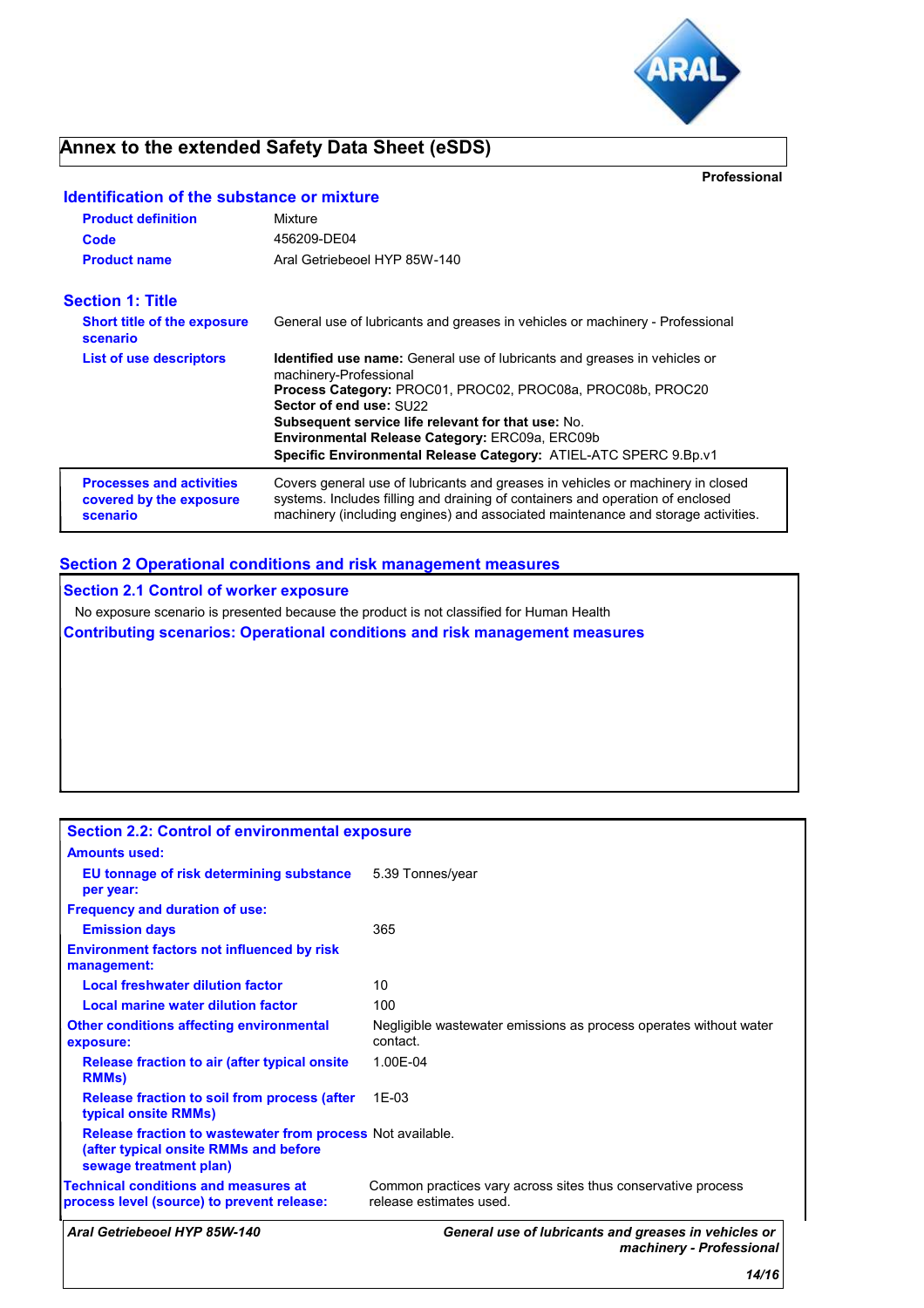# Annex to the extended Safety Data Sheet (eSDS)

**Professional**

## Identification of the substance or mixture

| | |
|---|---|
| **Product definition** | Mixture |
| **Code** | 456209-DE04 |
| **Product name** | Aral Getriebeoel HYP 85W-140 |

## Section 1: Title

| | |
|---|---|
| **Short title of the exposure scenario** | General use of lubricants and greases in vehicles or machinery - Professional |
| **List of use descriptors** | **Identified use name:** General use of lubricants and greases in vehicles or machinery-Professional<br>**Process Category:** PROC01, PROC02, PROC08a, PROC08b, PROC20<br>**Sector of end use:** SU22<br>**Subsequent service life relevant for that use:** No.<br>**Environmental Release Category:** ERC09a, ERC09b<br>**Specific Environmental Release Category:** ATIEL-ATC SPERC 9.Bp.v1 |
| **Processes and activities covered by the exposure scenario** | Covers general use of lubricants and greases in vehicles or machinery in closed systems. Includes filling and draining of containers and operation of enclosed machinery (including engines) and associated maintenance and storage activities. |

## Section 2 Operational conditions and risk management measures

### Section 2.1 Control of worker exposure

No exposure scenario is presented because the product is not classified for Human Health

### Contributing scenarios: Operational conditions and risk management measures

### Section 2.2: Control of environmental exposure

| | |
|---|---|
| **Amounts used:** | |
| **EU tonnage of risk determining substance per year:** | 5.39 Tonnes/year |
| **Frequency and duration of use:** | |
| **Emission days** | 365 |
| **Environment factors not influenced by risk management:** | |
| **Local freshwater dilution factor** | 10 |
| **Local marine water dilution factor** | 100 |
| **Other conditions affecting environmental exposure:** | Negligible wastewater emissions as process operates without water contact. |
| **Release fraction to air (after typical onsite RMMs)** | 1.00E-04 |
| **Release fraction to soil from process (after typical onsite RMMs)** | 1E-03 |
| **Release fraction to wastewater from process (after typical onsite RMMs and before sewage treatment plan)** | Not available. |
| **Technical conditions and measures at process level (source) to prevent release:** | Common practices vary across sites thus conservative process release estimates used. |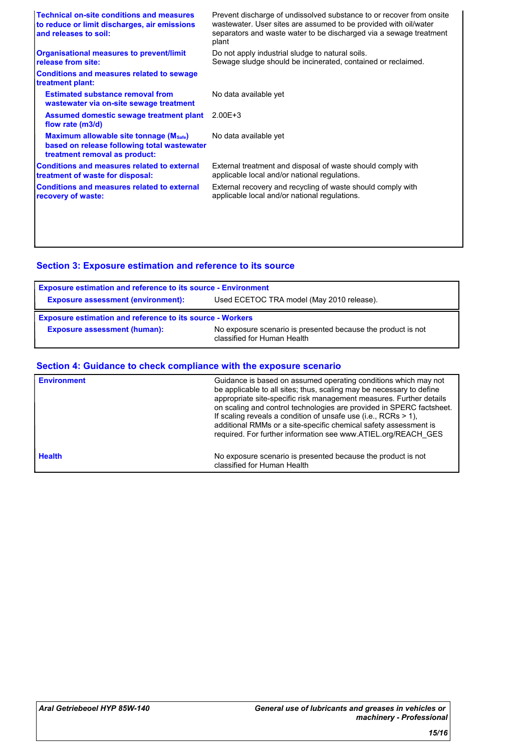| | |
|---|---|
| **Technical on-site conditions and measures to reduce or limit discharges, air emissions and releases to soil:** | Prevent discharge of undissolved substance to or recover from onsite wastewater. User sites are assumed to be provided with oil/water separators and waste water to be discharged via a sewage treatment plant |
| **Organisational measures to prevent/limit release from site:** | Do not apply industrial sludge to natural soils.<br>Sewage sludge should be incinerated, contained or reclaimed. |
| **Conditions and measures related to sewage treatment plant:** | |
| **Estimated substance removal from wastewater via on-site sewage treatment** | No data available yet |
| **Assumed domestic sewage treatment plant flow rate (m3/d)** | 2.00E+3 |
| **Maximum allowable site tonnage ($M_{Safe}$) based on release following total wastewater treatment removal as product:** | No data available yet |
| **Conditions and measures related to external treatment of waste for disposal:** | External treatment and disposal of waste should comply with applicable local and/or national regulations. |
| **Conditions and measures related to external recovery of waste:** | External recovery and recycling of waste should comply with applicable local and/or national regulations. |

## Section 3: Exposure estimation and reference to its source

| **Exposure estimation and reference to its source - Environment** | |
|---|---|
| **Exposure assessment (environment):** | Used ECETOC TRA model (May 2010 release). |

| **Exposure estimation and reference to its source - Workers** | |
|---|---|
| **Exposure assessment (human):** | No exposure scenario is presented because the product is not classified for Human Health |

## Section 4: Guidance to check compliance with the exposure scenario

| | |
|---|---|
| **Environment** | Guidance is based on assumed operating conditions which may not be applicable to all sites; thus, scaling may be necessary to define appropriate site-specific risk management measures. Further details on scaling and control technologies are provided in SPERC factsheet. If scaling reveals a condition of unsafe use (i.e., RCRs > 1), additional RMMs or a site-specific chemical safety assessment is required. For further information see www.ATIEL.org/REACH_GES |
| **Health** | No exposure scenario is presented because the product is not classified for Human Health |